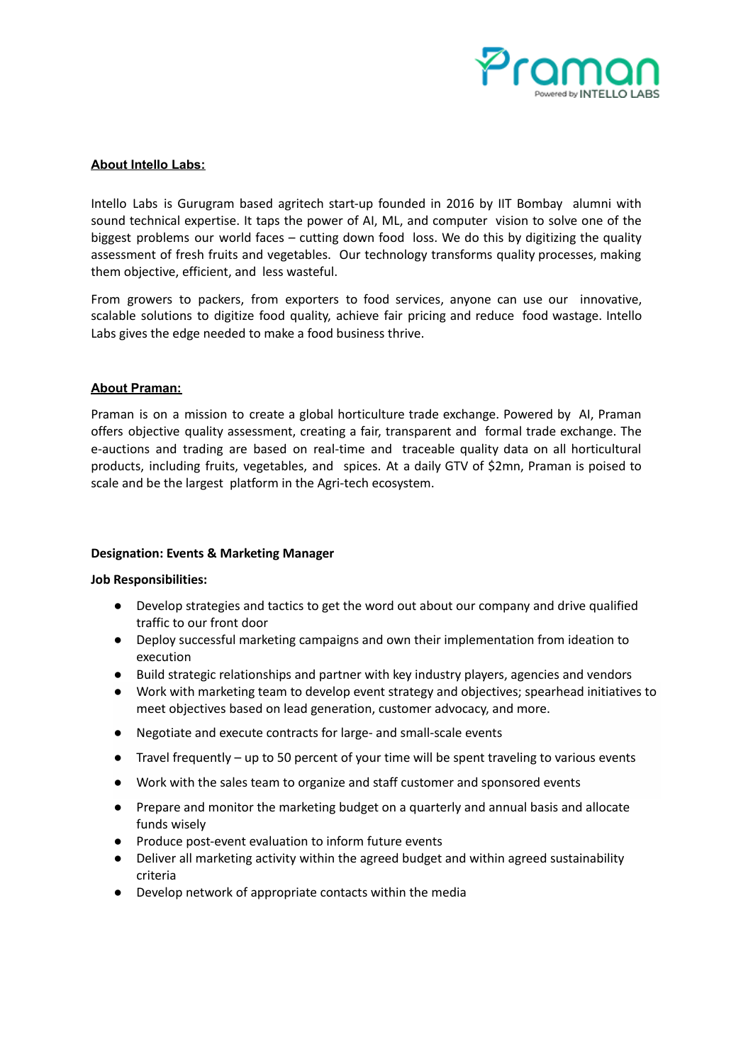Praman

Powered by INTELLO LABS

**About Intello Labs:**

Intello Labs is Gurugram based agritech start-up founded in 2016 by IIT Bombay alumni with sound technical expertise. It taps the power of AI, ML, and computer vision to solve one of the biggest problems our world faces – cutting down food loss. We do this by digitizing the quality assessment of fresh fruits and vegetables. Our technology transforms quality processes, making them objective, efficient, and less wasteful.

From growers to packers, from exporters to food services, anyone can use our innovative, scalable solutions to digitize food quality, achieve fair pricing and reduce food wastage. Intello Labs gives the edge needed to make a food business thrive.

**About Praman:**

Praman is on a mission to create a global horticulture trade exchange. Powered by AI, Praman offers objective quality assessment, creating a fair, transparent and formal trade exchange. The e-auctions and trading are based on real-time and traceable quality data on all horticultural products, including fruits, vegetables, and spices. At a daily GTV of $2mn, Praman is poised to scale and be the largest platform in the Agri-tech ecosystem.

**Designation: Events & Marketing Manager**

**Job Responsibilities:**

- Develop strategies and tactics to get the word out about our company and drive qualified traffic to our front door
- Deploy successful marketing campaigns and own their implementation from ideation to execution
- Build strategic relationships and partner with key industry players, agencies and vendors
- Work with marketing team to develop event strategy and objectives; spearhead initiatives to meet objectives based on lead generation, customer advocacy, and more.
- Negotiate and execute contracts for large- and small-scale events
- Travel frequently – up to 50 percent of your time will be spent traveling to various events
- Work with the sales team to organize and staff customer and sponsored events
- Prepare and monitor the marketing budget on a quarterly and annual basis and allocate funds wisely
- Produce post-event evaluation to inform future events
- Deliver all marketing activity within the agreed budget and within agreed sustainability criteria
- Develop network of appropriate contacts within the media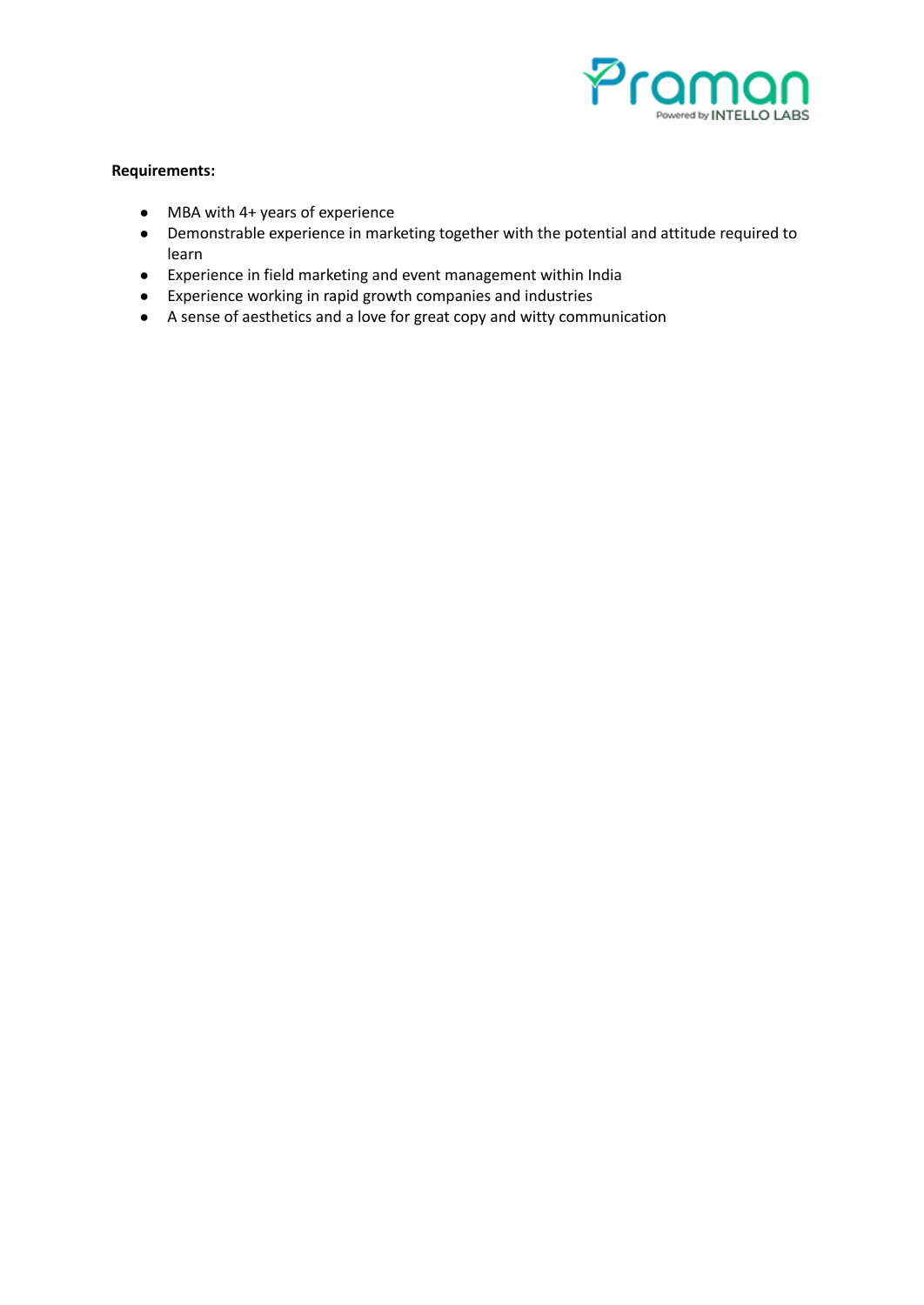**Requirements:**

- MBA with 4+ years of experience
- Demonstrable experience in marketing together with the potential and attitude required to learn
- Experience in field marketing and event management within India
- Experience working in rapid growth companies and industries
- A sense of aesthetics and a love for great copy and witty communication